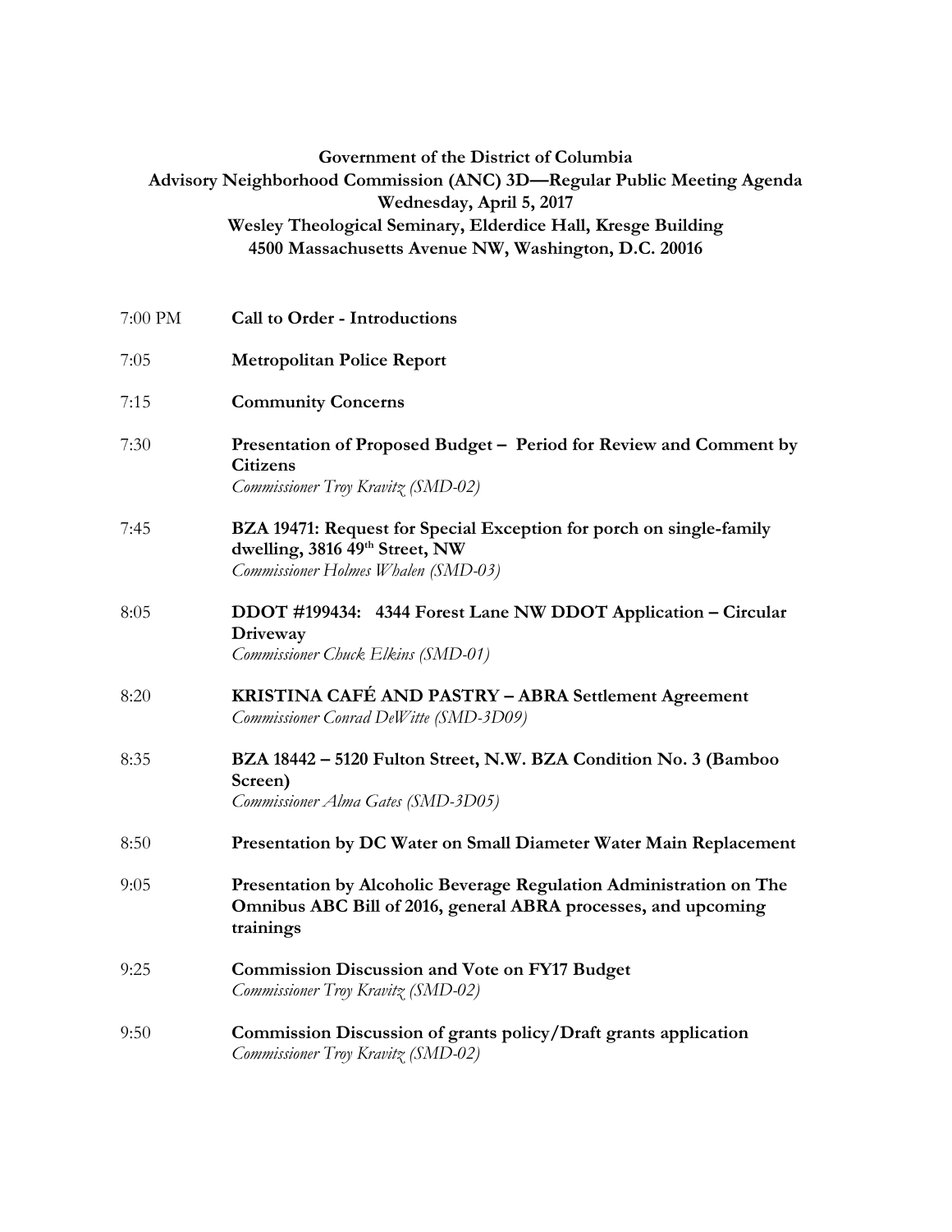**Government of the District of Columbia**
**Advisory Neighborhood Commission (ANC) 3D—Regular Public Meeting Agenda**
**Wednesday, April 5, 2017**
**Wesley Theological Seminary, Elderdice Hall, Kresge Building**
**4500 Massachusetts Avenue NW, Washington, D.C. 20016**

7:00 PM **Call to Order - Introductions**

7:05 **Metropolitan Police Report**

7:15 **Community Concerns**

7:30 **Presentation of Proposed Budget – Period for Review and Comment by Citizens**
*Commissioner Troy Kravitz (SMD-02)*

7:45 **BZA 19471: Request for Special Exception for porch on single-family dwelling, 3816 49th Street, NW**
*Commissioner Holmes Whalen (SMD-03)*

8:05 **DDOT #199434: 4344 Forest Lane NW DDOT Application – Circular Driveway**
*Commissioner Chuck Elkins (SMD-01)*

8:20 **KRISTINA CAFÉ AND PASTRY – ABRA Settlement Agreement**
*Commissioner Conrad DeWitte (SMD-3D09)*

8:35 **BZA 18442 – 5120 Fulton Street, N.W. BZA Condition No. 3 (Bamboo Screen)**
*Commissioner Alma Gates (SMD-3D05)*

8:50 **Presentation by DC Water on Small Diameter Water Main Replacement**

9:05 **Presentation by Alcoholic Beverage Regulation Administration on The Omnibus ABC Bill of 2016, general ABRA processes, and upcoming trainings**

9:25 **Commission Discussion and Vote on FY17 Budget**
*Commissioner Troy Kravitz (SMD-02)*

9:50 **Commission Discussion of grants policy/Draft grants application**
*Commissioner Troy Kravitz (SMD-02)*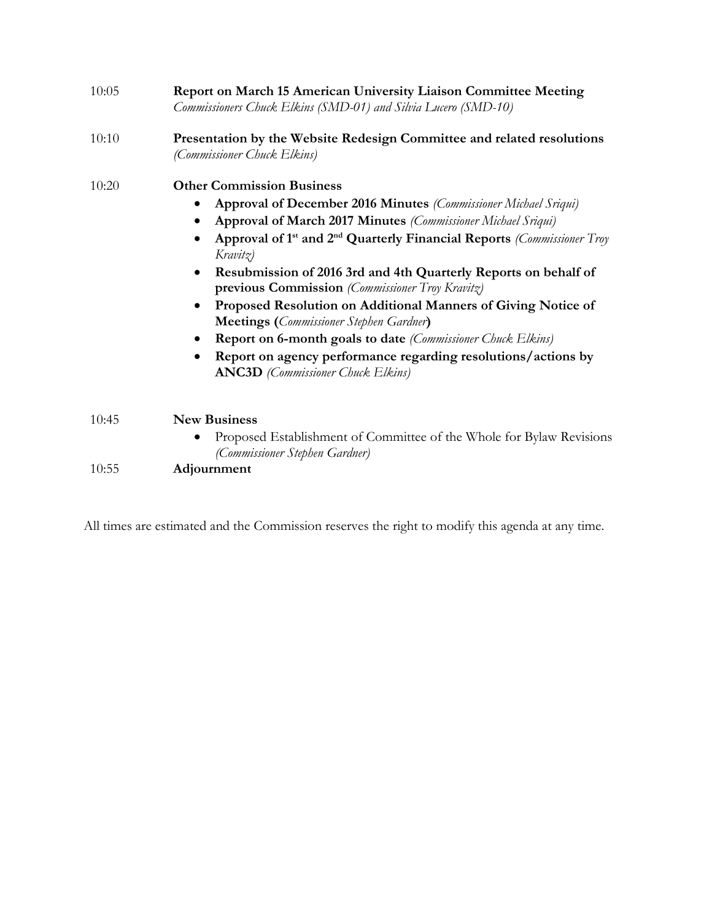10:05 **Report on March 15 American University Liaison Committee Meeting**
*Commissioners Chuck Elkins (SMD-01) and Silvia Lucero (SMD-10)*

10:10 **Presentation by the Website Redesign Committee and related resolutions**
*(Commissioner Chuck Elkins)*

10:20 **Other Commission Business**

- **Approval of December 2016 Minutes** *(Commissioner Michael Sriqui)*
- **Approval of March 2017 Minutes** *(Commissioner Michael Sriqui)*
- **Approval of 1st and 2nd Quarterly Financial Reports** *(Commissioner Troy Kravitz)*
- **Resubmission of 2016 3rd and 4th Quarterly Reports on behalf of previous Commission** *(Commissioner Troy Kravitz)*
- **Proposed Resolution on Additional Manners of Giving Notice of Meetings (***Commissioner Stephen Gardner***)**
- **Report on 6-month goals to date** *(Commissioner Chuck Elkins)*
- **Report on agency performance regarding resolutions/actions by ANC3D** *(Commissioner Chuck Elkins)*

10:45 **New Business**

- Proposed Establishment of Committee of the Whole for Bylaw Revisions *(Commissioner Stephen Gardner)*

10:55 **Adjournment**

All times are estimated and the Commission reserves the right to modify this agenda at any time.